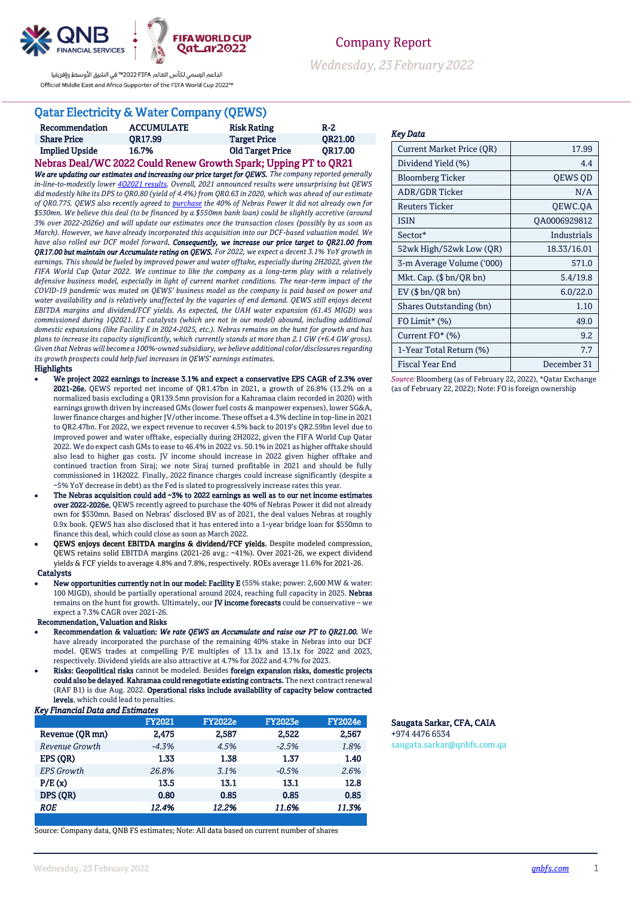الداعم الرسمي لكأس العالم FIFA 2022™ في الشرق الأوسط وإفريقيا
Official Middle East and Africa Supporter of the FIFA World Cup 2022™

Company Report
*Wednesday, 23 February 2022*

# Qatar Electricity & Water Company (QEWS)

| Recommendation | ACCUMULATE | Risk Rating | R-2 |
|---|---|---|---|
| Share Price | QR17.99 | Target Price | QR21.00 |
| Implied Upside | 16.7% | Old Target Price | QR17.00 |

## Nebras Deal/WC 2022 Could Renew Growth Spark; Upping PT to QR21

***We are updating our estimates and increasing our price target for QEWS.*** *The company reported generally in-line-to-modestly lower 4Q2021 results. Overall, 2021 announced results were unsurprising but QEWS did modestly hike its DPS to QR0.80 (yield of 4.4%) from QR0.63 in 2020, which was ahead of our estimate of QR0.775. QEWS also recently agreed to purchase the 40% of Nebras Power it did not already own for $530mn. We believe this deal (to be financed by a $550mn bank loan) could be slightly accretive (around 3% over 2022-2026e) and will update our estimates once the transaction closes (possibly by as soon as March). However, we have already incorporated this acquisition into our DCF-based valuation model. We have also rolled our DCF model forward.* ***Consequently, we increase our price target to QR21.00 from QR17.00 but maintain our Accumulate rating on QEWS.*** *For 2022, we expect a decent 3.1% YoY growth in earnings. This should be fueled by improved power and water offtake, especially during 2H2022, given the FIFA World Cup Qatar 2022. We continue to like the company as a long-term play with a relatively defensive business model, especially in light of current market conditions. The near-term impact of the COVID-19 pandemic was muted on QEWS' business model as the company is paid based on power and water availability and is relatively unaffected by the vagaries of end demand. QEWS still enjoys decent EBITDA margins and dividend/FCF yields. As expected, the UAH water expansion (61.45 MIGD) was commissioned during 1Q2021. LT catalysts (which are not in our model) abound, including additional domestic expansions (like Facility E in 2024-2025, etc.). Nebras remains on the hunt for growth and has plans to increase its capacity significantly, which currently stands at more than 2.1 GW (+6.4 GW gross). Given that Nebras will become a 100%-owned subsidiary, we believe additional color/disclosures regarding its growth prospects could help fuel increases in QEWS' earnings estimates.*

### Highlights

- **We project 2022 earnings to increase 3.1% and expect a conservative EPS CAGR of 2.3% over 2021-26e.** QEWS reported net income of QR1.47bn in 2021, a growth of 26.8% (13.2% on a normalized basis excluding a QR139.5mn provision for a Kahramaa claim recorded in 2020) with earnings growth driven by increased GMs (lower fuel costs & manpower expenses), lower SG&A, lower finance charges and higher JV/other income. These offset a 4.3% decline in top-line in 2021 to QR2.47bn. For 2022, we expect revenue to recover 4.5% back to 2019's QR2.59bn level due to improved power and water offtake, especially during 2H2022, given the FIFA World Cup Qatar 2022. We do expect cash GMs to ease to 46.4% in 2022 vs. 50.1% in 2021 as higher offtake should also lead to higher gas costs. JV income should increase in 2022 given higher offtake and continued traction from Siraj; we note Siraj turned profitable in 2021 and should be fully commissioned in 1H2022. Finally, 2022 finance charges could increase significantly (despite a ~5% YoY decrease in debt) as the Fed is slated to progressively increase rates this year.
- **The Nebras acquisition could add ~3% to 2022 earnings as well as to our net income estimates over 2022-2026e.** QEWS recently agreed to purchase the 40% of Nebras Power it did not already own for $530mn. Based on Nebras' disclosed BV as of 2021, the deal values Nebras at roughly 0.9x book. QEWS has also disclosed that it has entered into a 1-year bridge loan for $550mn to finance this deal, which could close as soon as March 2022.
- **QEWS enjoys decent EBITDA margins & dividend/FCF yields.** Despite modeled compression, QEWS retains solid EBITDA margins (2021-26 avg.: ~41%). Over 2021-26, we expect dividend yields & FCF yields to average 4.8% and 7.8%, respectively. ROEs average 11.6% for 2021-26.

### Catalysts

- **New opportunities currently not in our model: Facility E** (55% stake; power: 2,600 MW & water: 100 MIGD), should be partially operational around 2024, reaching full capacity in 2025. **Nebras** remains on the hunt for growth. Ultimately, our **JV income forecasts** could be conservative – we expect a 7.3% CAGR over 2021-26.

### Recommendation, Valuation and Risks

- **Recommendation & valuation:** ***We rate QEWS an Accumulate and raise our PT to QR21.00.*** We have already incorporated the purchase of the remaining 40% stake in Nebras into our DCF model. QEWS trades at compelling P/E multiples of 13.1x and 13.1x for 2022 and 2023, respectively. Dividend yields are also attractive at 4.7% for 2022 and 4.7% for 2023.
- **Risks: Geopolitical risks** cannot be modeled. Besides **foreign expansion risks, domestic projects could also be delayed. Kahramaa could renegotiate existing contracts.** The next contract renewal (RAF B1) is due Aug. 2022. **Operational risks include availability of capacity below contracted levels**, which could lead to penalties.

### *Key Financial Data and Estimates*

| | FY2021 | FY2022e | FY2023e | FY2024e |
|---|---|---|---|---|
| **Revenue (QR mn)** | 2,475 | 2,587 | 2,522 | 2,567 |
| *Revenue Growth* | *-4.3%* | *4.5%* | *-2.5%* | *1.8%* |
| **EPS (QR)** | 1.33 | 1.38 | 1.37 | 1.40 |
| *EPS Growth* | *26.8%* | *3.1%* | *-0.5%* | *2.6%* |
| **P/E (x)** | 13.5 | 13.1 | 13.1 | 12.8 |
| **DPS (QR)** | 0.80 | 0.85 | 0.85 | 0.85 |
| ***ROE*** | ***12.4%*** | ***12.2%*** | ***11.6%*** | ***11.3%*** |

Source: Company data, QNB FS estimates; Note: All data based on current number of shares

### *Key Data*

| | |
|---|---|
| Current Market Price (QR) | 17.99 |
| Dividend Yield (%) | 4.4 |
| Bloomberg Ticker | QEWS QD |
| ADR/GDR Ticker | N/A |
| Reuters Ticker | QEWC.QA |
| ISIN | QA0006929812 |
| Sector* | Industrials |
| 52wk High/52wk Low (QR) | 18.33/16.01 |
| 3-m Average Volume ('000) | 571.0 |
| Mkt. Cap. ($ bn/QR bn) | 5.4/19.8 |
| EV ($ bn/QR bn) | 6.0/22.0 |
| Shares Outstanding (bn) | 1.10 |
| FO Limit* (%) | 49.0 |
| Current FO* (%) | 9.2 |
| 1-Year Total Return (%) | 7.7 |
| Fiscal Year End | December 31 |

*Source:* Bloomberg (as of February 22, 2022), *Qatar Exchange (as of February 22, 2022); Note: FO is foreign ownership

**Saugata Sarkar, CFA, CAIA**
+974 4476 6534
saugata.sarkar@qnbfs.com.qa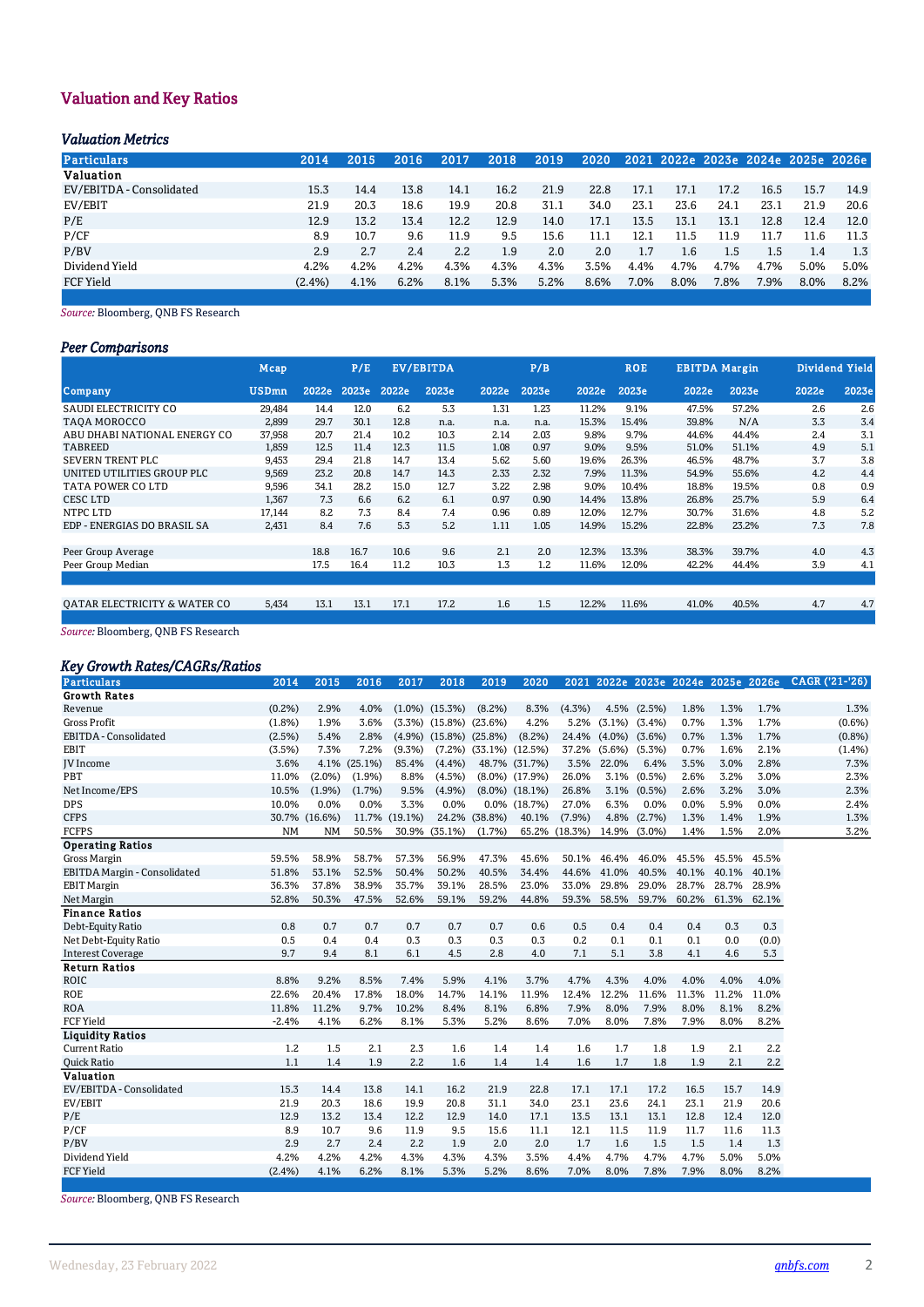## Valuation and Key Ratios

### *Valuation Metrics*

| Particulars | 2014 | 2015 | 2016 | 2017 | 2018 | 2019 | 2020 | 2021 | 2022e | 2023e | 2024e | 2025e | 2026e |
|---|---|---|---|---|---|---|---|---|---|---|---|---|---|
| **Valuation** | | | | | | | | | | | | | |
| EV/EBITDA - Consolidated | 15.3 | 14.4 | 13.8 | 14.1 | 16.2 | 21.9 | 22.8 | 17.1 | 17.1 | 17.2 | 16.5 | 15.7 | 14.9 |
| EV/EBIT | 21.9 | 20.3 | 18.6 | 19.9 | 20.8 | 31.1 | 34.0 | 23.1 | 23.6 | 24.1 | 23.1 | 21.9 | 20.6 |
| P/E | 12.9 | 13.2 | 13.4 | 12.2 | 12.9 | 14.0 | 17.1 | 13.5 | 13.1 | 13.1 | 12.8 | 12.4 | 12.0 |
| P/CF | 8.9 | 10.7 | 9.6 | 11.9 | 9.5 | 15.6 | 11.1 | 12.1 | 11.5 | 11.9 | 11.7 | 11.6 | 11.3 |
| P/BV | 2.9 | 2.7 | 2.4 | 2.2 | 1.9 | 2.0 | 2.0 | 1.7 | 1.6 | 1.5 | 1.5 | 1.4 | 1.3 |
| Dividend Yield | 4.2% | 4.2% | 4.2% | 4.3% | 4.3% | 4.3% | 3.5% | 4.4% | 4.7% | 4.7% | 4.7% | 5.0% | 5.0% |
| FCF Yield | (2.4%) | 4.1% | 6.2% | 8.1% | 5.3% | 5.2% | 8.6% | 7.0% | 8.0% | 7.8% | 7.9% | 8.0% | 8.2% |

*Source:* Bloomberg, QNB FS Research

### *Peer Comparisons*

| | Mcap | P/E | | EV/EBITDA | | P/B | | ROE | | EBITDA Margin | | Dividend Yield | |
|---|---|---|---|---|---|---|---|---|---|---|---|---|---|
| Company | USDmn | 2022e | 2023e | 2022e | 2023e | 2022e | 2023e | 2022e | 2023e | 2022e | 2023e | 2022e | 2023e |
| SAUDI ELECTRICITY CO | 29,484 | 14.4 | 12.0 | 6.2 | 5.3 | 1.31 | 1.23 | 11.2% | 9.1% | 47.5% | 57.2% | 2.6 | 2.6 |
| TAQA MOROCCO | 2,899 | 29.7 | 30.1 | 12.8 | n.a. | n.a. | n.a. | 15.3% | 15.4% | 39.8% | N/A | 3.3 | 3.4 |
| ABU DHABI NATIONAL ENERGY CO | 37,958 | 20.7 | 21.4 | 10.2 | 10.3 | 2.14 | 2.03 | 9.8% | 9.7% | 44.6% | 44.4% | 2.4 | 3.1 |
| TABREED | 1,859 | 12.5 | 11.4 | 12.3 | 11.5 | 1.08 | 0.97 | 9.0% | 9.5% | 51.0% | 51.1% | 4.9 | 5.1 |
| SEVERN TRENT PLC | 9,453 | 29.4 | 21.8 | 14.7 | 13.4 | 5.62 | 5.60 | 19.6% | 26.3% | 46.5% | 48.7% | 3.7 | 3.8 |
| UNITED UTILITIES GROUP PLC | 9,569 | 23.2 | 20.8 | 14.7 | 14.3 | 2.33 | 2.32 | 7.9% | 11.3% | 54.9% | 55.6% | 4.2 | 4.4 |
| TATA POWER CO LTD | 9,596 | 34.1 | 28.2 | 15.0 | 12.7 | 3.22 | 2.98 | 9.0% | 10.4% | 18.8% | 19.5% | 0.8 | 0.9 |
| CESC LTD | 1,367 | 7.3 | 6.6 | 6.2 | 6.1 | 0.97 | 0.90 | 14.4% | 13.8% | 26.8% | 25.7% | 5.9 | 6.4 |
| NTPC LTD | 17,144 | 8.2 | 7.3 | 8.4 | 7.4 | 0.96 | 0.89 | 12.0% | 12.7% | 30.7% | 31.6% | 4.8 | 5.2 |
| EDP - ENERGIAS DO BRASIL SA | 2,431 | 8.4 | 7.6 | 5.3 | 5.2 | 1.11 | 1.05 | 14.9% | 15.2% | 22.8% | 23.2% | 7.3 | 7.8 |
| | | | | | | | | | | | | | |
| Peer Group Average | | 18.8 | 16.7 | 10.6 | 9.6 | 2.1 | 2.0 | 12.3% | 13.3% | 38.3% | 39.7% | 4.0 | 4.3 |
| Peer Group Median | | 17.5 | 16.4 | 11.2 | 10.3 | 1.3 | 1.2 | 11.6% | 12.0% | 42.2% | 44.4% | 3.9 | 4.1 |
| | | | | | | | | | | | | | |
| QATAR ELECTRICITY & WATER CO | 5,434 | 13.1 | 13.1 | 17.1 | 17.2 | 1.6 | 1.5 | 12.2% | 11.6% | 41.0% | 40.5% | 4.7 | 4.7 |

*Source:* Bloomberg, QNB FS Research

### *Key Growth Rates/CAGRs/Ratios*

| Particulars | 2014 | 2015 | 2016 | 2017 | 2018 | 2019 | 2020 | 2021 | 2022e | 2023e | 2024e | 2025e | 2026e | CAGR ('21-'26) |
|---|---|---|---|---|---|---|---|---|---|---|---|---|---|---|
| **Growth Rates** | | | | | | | | | | | | | | |
| Revenue | (0.2%) | 2.9% | 4.0% | (1.0%) | (15.3%) | (8.2%) | 8.3% | (4.3%) | 4.5% | (2.5%) | 1.8% | 1.3% | 1.7% | 1.3% |
| Gross Profit | (1.8%) | 1.9% | 3.6% | (3.3%) | (15.8%) | (23.6%) | 4.2% | 5.2% | (3.1%) | (3.4%) | 0.7% | 1.3% | 1.7% | (0.6%) |
| EBITDA - Consolidated | (2.5%) | 5.4% | 2.8% | (4.9%) | (15.8%) | (25.8%) | (8.2%) | 24.4% | (4.0%) | (3.6%) | 0.7% | 1.3% | 1.7% | (0.8%) |
| EBIT | (3.5%) | 7.3% | 7.2% | (9.3%) | (7.2%) | (33.1%) | (12.5%) | 37.2% | (5.6%) | (5.3%) | 0.7% | 1.6% | 2.1% | (1.4%) |
| JV Income | 3.6% | 4.1% | (25.1%) | 85.4% | (4.4%) | 48.7% | (31.7%) | 3.5% | 22.0% | 6.4% | 3.5% | 3.0% | 2.8% | 7.3% |
| PBT | 11.0% | (2.0%) | (1.9%) | 8.8% | (4.5%) | (8.0%) | (17.9%) | 26.0% | 3.1% | (0.5%) | 2.6% | 3.2% | 3.0% | 2.3% |
| Net Income/EPS | 10.5% | (1.9%) | (1.7%) | 9.5% | (4.9%) | (8.0%) | (18.1%) | 26.8% | 3.1% | (0.5%) | 2.6% | 3.2% | 3.0% | 2.3% |
| DPS | 10.0% | 0.0% | 0.0% | 3.3% | 0.0% | 0.0% | (18.7%) | 27.0% | 6.3% | 0.0% | 0.0% | 5.9% | 0.0% | 2.4% |
| CFPS | 30.7% | (16.6%) | 11.7% | (19.1%) | 24.2% | (38.8%) | 40.1% | (7.9%) | 4.8% | (2.7%) | 1.3% | 1.4% | 1.9% | 1.3% |
| FCFPS | NM | NM | 50.5% | 30.9% | (35.1%) | (1.7%) | 65.2% | (18.3%) | 14.9% | (3.0%) | 1.4% | 1.5% | 2.0% | 3.2% |
| **Operating Ratios** | | | | | | | | | | | | | | |
| Gross Margin | 59.5% | 58.9% | 58.7% | 57.3% | 56.9% | 47.3% | 45.6% | 50.1% | 46.4% | 46.0% | 45.5% | 45.5% | 45.5% | |
| EBITDA Margin - Consolidated | 51.8% | 53.1% | 52.5% | 50.4% | 50.2% | 40.5% | 34.4% | 44.6% | 41.0% | 40.5% | 40.1% | 40.1% | 40.1% | |
| EBIT Margin | 36.3% | 37.8% | 38.9% | 35.7% | 39.1% | 28.5% | 23.0% | 33.0% | 29.8% | 29.0% | 28.7% | 28.7% | 28.9% | |
| Net Margin | 52.8% | 50.3% | 47.5% | 52.6% | 59.1% | 59.2% | 44.8% | 59.3% | 58.5% | 59.7% | 60.2% | 61.3% | 62.1% | |
| **Finance Ratios** | | | | | | | | | | | | | | |
| Debt-Equity Ratio | 0.8 | 0.7 | 0.7 | 0.7 | 0.7 | 0.7 | 0.6 | 0.5 | 0.4 | 0.4 | 0.4 | 0.3 | 0.3 | |
| Net Debt-Equity Ratio | 0.5 | 0.4 | 0.4 | 0.3 | 0.3 | 0.3 | 0.3 | 0.2 | 0.1 | 0.1 | 0.1 | 0.0 | (0.0) | |
| Interest Coverage | 9.7 | 9.4 | 8.1 | 6.1 | 4.5 | 2.8 | 4.0 | 7.1 | 5.1 | 3.8 | 4.1 | 4.6 | 5.3 | |
| **Return Ratios** | | | | | | | | | | | | | | |
| ROIC | 8.8% | 9.2% | 8.5% | 7.4% | 5.9% | 4.1% | 3.7% | 4.7% | 4.3% | 4.0% | 4.0% | 4.0% | 4.0% | |
| ROE | 22.6% | 20.4% | 17.8% | 18.0% | 14.7% | 14.1% | 11.9% | 12.4% | 12.2% | 11.6% | 11.3% | 11.2% | 11.0% | |
| ROA | 11.8% | 11.2% | 9.7% | 10.2% | 8.4% | 8.1% | 6.8% | 7.9% | 8.0% | 7.9% | 8.0% | 8.1% | 8.2% | |
| FCF Yield | -2.4% | 4.1% | 6.2% | 8.1% | 5.3% | 5.2% | 8.6% | 7.0% | 8.0% | 7.8% | 7.9% | 8.0% | 8.2% | |
| **Liquidity Ratios** | | | | | | | | | | | | | | |
| Current Ratio | 1.2 | 1.5 | 2.1 | 2.3 | 1.6 | 1.4 | 1.4 | 1.6 | 1.7 | 1.8 | 1.9 | 2.1 | 2.2 | |
| Quick Ratio | 1.1 | 1.4 | 1.9 | 2.2 | 1.6 | 1.4 | 1.4 | 1.6 | 1.7 | 1.8 | 1.9 | 2.1 | 2.2 | |
| **Valuation** | | | | | | | | | | | | | | |
| EV/EBITDA - Consolidated | 15.3 | 14.4 | 13.8 | 14.1 | 16.2 | 21.9 | 22.8 | 17.1 | 17.1 | 17.2 | 16.5 | 15.7 | 14.9 | |
| EV/EBIT | 21.9 | 20.3 | 18.6 | 19.9 | 20.8 | 31.1 | 34.0 | 23.1 | 23.6 | 24.1 | 23.1 | 21.9 | 20.6 | |
| P/E | 12.9 | 13.2 | 13.4 | 12.2 | 12.9 | 14.0 | 17.1 | 13.5 | 13.1 | 13.1 | 12.8 | 12.4 | 12.0 | |
| P/CF | 8.9 | 10.7 | 9.6 | 11.9 | 9.5 | 15.6 | 11.1 | 12.1 | 11.5 | 11.9 | 11.7 | 11.6 | 11.3 | |
| P/BV | 2.9 | 2.7 | 2.4 | 2.2 | 1.9 | 2.0 | 2.0 | 1.7 | 1.6 | 1.5 | 1.5 | 1.4 | 1.3 | |
| Dividend Yield | 4.2% | 4.2% | 4.2% | 4.3% | 4.3% | 4.3% | 3.5% | 4.4% | 4.7% | 4.7% | 4.7% | 5.0% | 5.0% | |
| FCF Yield | (2.4%) | 4.1% | 6.2% | 8.1% | 5.3% | 5.2% | 8.6% | 7.0% | 8.0% | 7.8% | 7.9% | 8.0% | 8.2% | |

*Source:* Bloomberg, QNB FS Research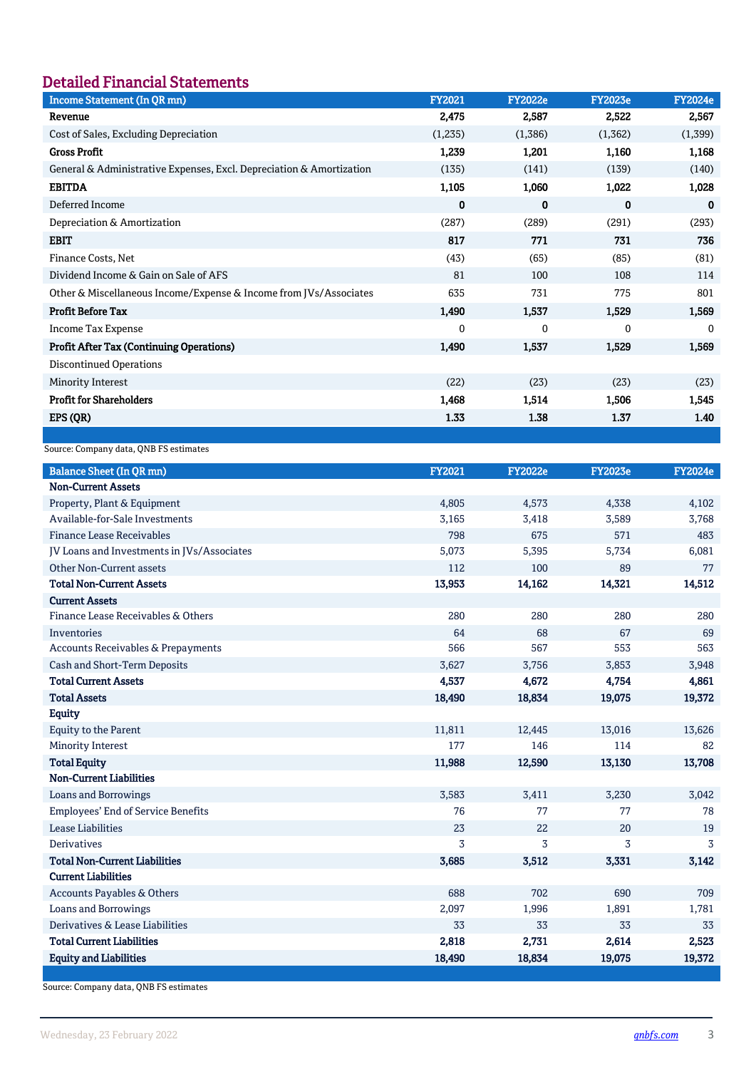## Detailed Financial Statements

| Income Statement (In QR mn) | FY2021 | FY2022e | FY2023e | FY2024e |
|---|---|---|---|---|
| **Revenue** | **2,475** | **2,587** | **2,522** | **2,567** |
| Cost of Sales, Excluding Depreciation | (1,235) | (1,386) | (1,362) | (1,399) |
| **Gross Profit** | **1,239** | **1,201** | **1,160** | **1,168** |
| General & Administrative Expenses, Excl. Depreciation & Amortization | (135) | (141) | (139) | (140) |
| **EBITDA** | **1,105** | **1,060** | **1,022** | **1,028** |
| Deferred Income | **0** | **0** | **0** | **0** |
| Depreciation & Amortization | (287) | (289) | (291) | (293) |
| **EBIT** | **817** | **771** | **731** | **736** |
| Finance Costs, Net | (43) | (65) | (85) | (81) |
| Dividend Income & Gain on Sale of AFS | 81 | 100 | 108 | 114 |
| Other & Miscellaneous Income/Expense & Income from JVs/Associates | 635 | 731 | 775 | 801 |
| **Profit Before Tax** | **1,490** | **1,537** | **1,529** | **1,569** |
| Income Tax Expense | 0 | 0 | 0 | 0 |
| **Profit After Tax (Continuing Operations)** | **1,490** | **1,537** | **1,529** | **1,569** |
| Discontinued Operations | | | | |
| Minority Interest | (22) | (23) | (23) | (23) |
| **Profit for Shareholders** | **1,468** | **1,514** | **1,506** | **1,545** |
| **EPS (QR)** | **1.33** | **1.38** | **1.37** | **1.40** |

Source: Company data, QNB FS estimates

| Balance Sheet (In QR mn) | FY2021 | FY2022e | FY2023e | FY2024e |
|---|---|---|---|---|
| **Non-Current Assets** | | | | |
| Property, Plant & Equipment | 4,805 | 4,573 | 4,338 | 4,102 |
| Available-for-Sale Investments | 3,165 | 3,418 | 3,589 | 3,768 |
| Finance Lease Receivables | 798 | 675 | 571 | 483 |
| JV Loans and Investments in JVs/Associates | 5,073 | 5,395 | 5,734 | 6,081 |
| Other Non-Current assets | 112 | 100 | 89 | 77 |
| **Total Non-Current Assets** | **13,953** | **14,162** | **14,321** | **14,512** |
| **Current Assets** | | | | |
| Finance Lease Receivables & Others | 280 | 280 | 280 | 280 |
| Inventories | 64 | 68 | 67 | 69 |
| Accounts Receivables & Prepayments | 566 | 567 | 553 | 563 |
| Cash and Short-Term Deposits | 3,627 | 3,756 | 3,853 | 3,948 |
| **Total Current Assets** | **4,537** | **4,672** | **4,754** | **4,861** |
| **Total Assets** | **18,490** | **18,834** | **19,075** | **19,372** |
| **Equity** | | | | |
| Equity to the Parent | 11,811 | 12,445 | 13,016 | 13,626 |
| Minority Interest | 177 | 146 | 114 | 82 |
| **Total Equity** | **11,988** | **12,590** | **13,130** | **13,708** |
| **Non-Current Liabilities** | | | | |
| Loans and Borrowings | 3,583 | 3,411 | 3,230 | 3,042 |
| Employees' End of Service Benefits | 76 | 77 | 77 | 78 |
| Lease Liabilities | 23 | 22 | 20 | 19 |
| Derivatives | 3 | 3 | 3 | 3 |
| **Total Non-Current Liabilities** | **3,685** | **3,512** | **3,331** | **3,142** |
| **Current Liabilities** | | | | |
| Accounts Payables & Others | 688 | 702 | 690 | 709 |
| Loans and Borrowings | 2,097 | 1,996 | 1,891 | 1,781 |
| Derivatives & Lease Liabilities | 33 | 33 | 33 | 33 |
| **Total Current Liabilities** | **2,818** | **2,731** | **2,614** | **2,523** |
| **Equity and Liabilities** | **18,490** | **18,834** | **19,075** | **19,372** |

Source: Company data, QNB FS estimates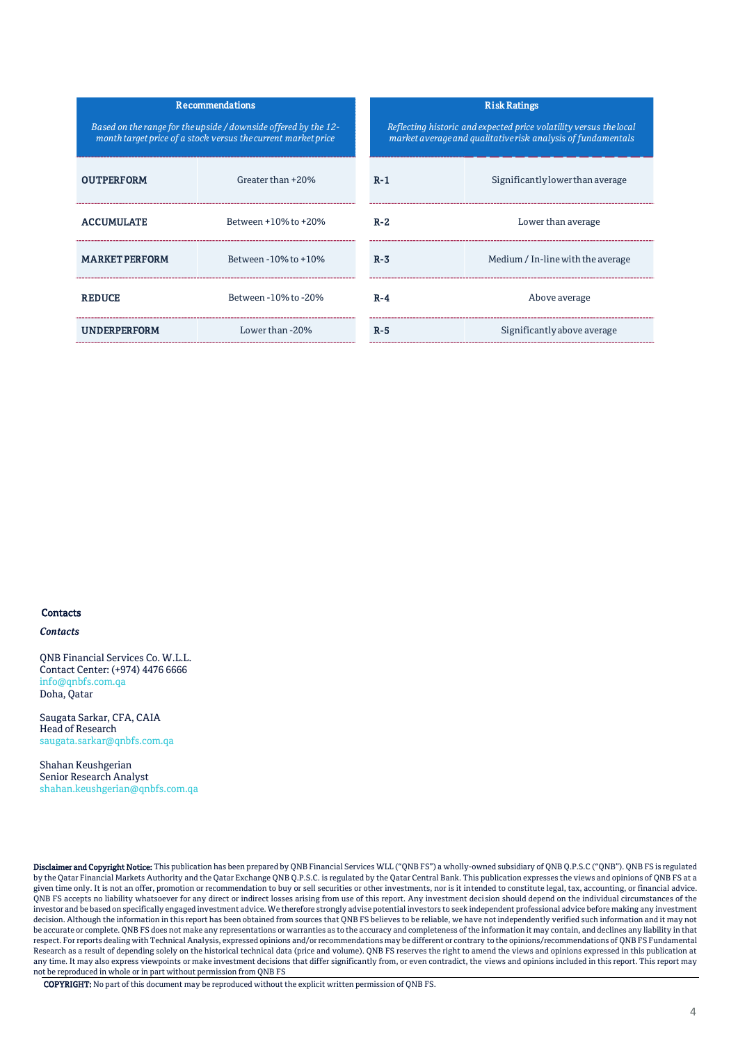| Recommendations | |
|---|---|
| *Based on the range for the upside / downside offered by the 12-month target price of a stock versus the current market price* | |
| **OUTPERFORM** | Greater than +20% |
| **ACCUMULATE** | Between +10% to +20% |
| **MARKET PERFORM** | Between -10% to +10% |
| **REDUCE** | Between -10% to -20% |
| **UNDERPERFORM** | Lower than -20% |

| Risk Ratings | |
|---|---|
| *Reflecting historic and expected price volatility versus the local market average and qualitative risk analysis of fundamentals* | |
| **R-1** | Significantly lower than average |
| **R-2** | Lower than average |
| **R-3** | Medium / In-line with the average |
| **R-4** | Above average |
| **R-5** | Significantly above average |

**Contacts**

***Contacts***

QNB Financial Services Co. W.L.L.
Contact Center: (+974) 4476 6666
info@qnbfs.com.qa
Doha, Qatar

Saugata Sarkar, CFA, CAIA
Head of Research
saugata.sarkar@qnbfs.com.qa

Shahan Keushgerian
Senior Research Analyst
shahan.keushgerian@qnbfs.com.qa

**Disclaimer and Copyright Notice:** This publication has been prepared by QNB Financial Services WLL ("QNB FS") a wholly-owned subsidiary of QNB Q.P.S.C ("QNB"). QNB FS is regulated by the Qatar Financial Markets Authority and the Qatar Exchange QNB Q.P.S.C. is regulated by the Qatar Central Bank. This publication expresses the views and opinions of QNB FS at a given time only. It is not an offer, promotion or recommendation to buy or sell securities or other investments, nor is it intended to constitute legal, tax, accounting, or financial advice. QNB FS accepts no liability whatsoever for any direct or indirect losses arising from use of this report. Any investment decision should depend on the individual circumstances of the investor and be based on specifically engaged investment advice. We therefore strongly advise potential investors to seek independent professional advice before making any investment decision. Although the information in this report has been obtained from sources that QNB FS believes to be reliable, we have not independently verified such information and it may not be accurate or complete. QNB FS does not make any representations or warranties as to the accuracy and completeness of the information it may contain, and declines any liability in that respect. For reports dealing with Technical Analysis, expressed opinions and/or recommendations may be different or contrary to the opinions/recommendations of QNB FS Fundamental Research as a result of depending solely on the historical technical data (price and volume). QNB FS reserves the right to amend the views and opinions expressed in this publication at any time. It may also express viewpoints or make investment decisions that differ significantly from, or even contradict, the views and opinions included in this report. This report may not be reproduced in whole or in part without permission from QNB FS

**COPYRIGHT:** No part of this document may be reproduced without the explicit written permission of QNB FS.